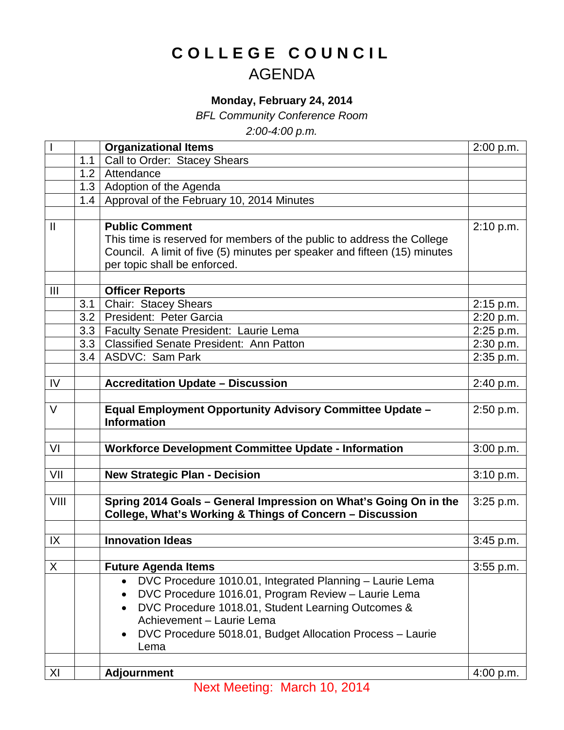# COLLEGE COUNCIL
## AGENDA

**Monday, February 24, 2014**

*BFL Community Conference Room*

*2:00-4:00 p.m.*

| | | | |
|---|---|---|---|
| I | | **Organizational Items** | 2:00 p.m. |
| | 1.1 | Call to Order: Stacey Shears | |
| | 1.2 | Attendance | |
| | 1.3 | Adoption of the Agenda | |
| | 1.4 | Approval of the February 10, 2014 Minutes | |
| | | | |
| II | | **Public Comment**<br>This time is reserved for members of the public to address the College Council. A limit of five (5) minutes per speaker and fifteen (15) minutes per topic shall be enforced. | 2:10 p.m. |
| | | | |
| III | | **Officer Reports** | |
| | 3.1 | Chair: Stacey Shears | 2:15 p.m. |
| | 3.2 | President: Peter Garcia | 2:20 p.m. |
| | 3.3 | Faculty Senate President: Laurie Lema | 2:25 p.m. |
| | 3.3 | Classified Senate President: Ann Patton | 2:30 p.m. |
| | 3.4 | ASDVC: Sam Park | 2:35 p.m. |
| | | | |
| IV | | **Accreditation Update – Discussion** | 2:40 p.m. |
| | | | |
| V | | **Equal Employment Opportunity Advisory Committee Update – Information** | 2:50 p.m. |
| | | | |
| VI | | **Workforce Development Committee Update - Information** | 3:00 p.m. |
| | | | |
| VII | | **New Strategic Plan - Decision** | 3:10 p.m. |
| | | | |
| VIII | | **Spring 2014 Goals – General Impression on What's Going On in the College, What's Working & Things of Concern – Discussion** | 3:25 p.m. |
| | | | |
| IX | | **Innovation Ideas** | 3:45 p.m. |
| | | | |
| X | | **Future Agenda Items** | 3:55 p.m. |
| | | • DVC Procedure 1010.01, Integrated Planning – Laurie Lema<br>• DVC Procedure 1016.01, Program Review – Laurie Lema<br>• DVC Procedure 1018.01, Student Learning Outcomes & Achievement – Laurie Lema<br>• DVC Procedure 5018.01, Budget Allocation Process – Laurie Lema | |
| | | | |
| XI | | **Adjournment** | 4:00 p.m. |

Next Meeting: March 10, 2014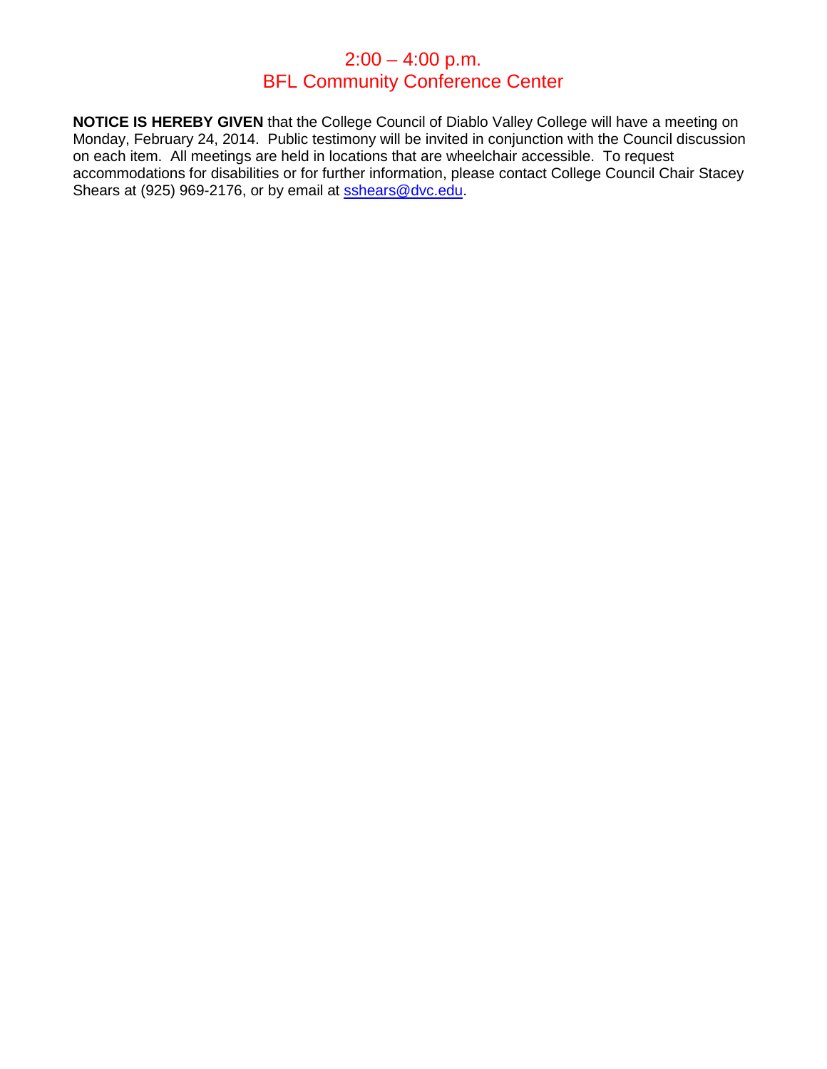2:00 – 4:00 p.m.
BFL Community Conference Center

**NOTICE IS HEREBY GIVEN** that the College Council of Diablo Valley College will have a meeting on Monday, February 24, 2014. Public testimony will be invited in conjunction with the Council discussion on each item. All meetings are held in locations that are wheelchair accessible. To request accommodations for disabilities or for further information, please contact College Council Chair Stacey Shears at (925) 969-2176, or by email at sshears@dvc.edu.